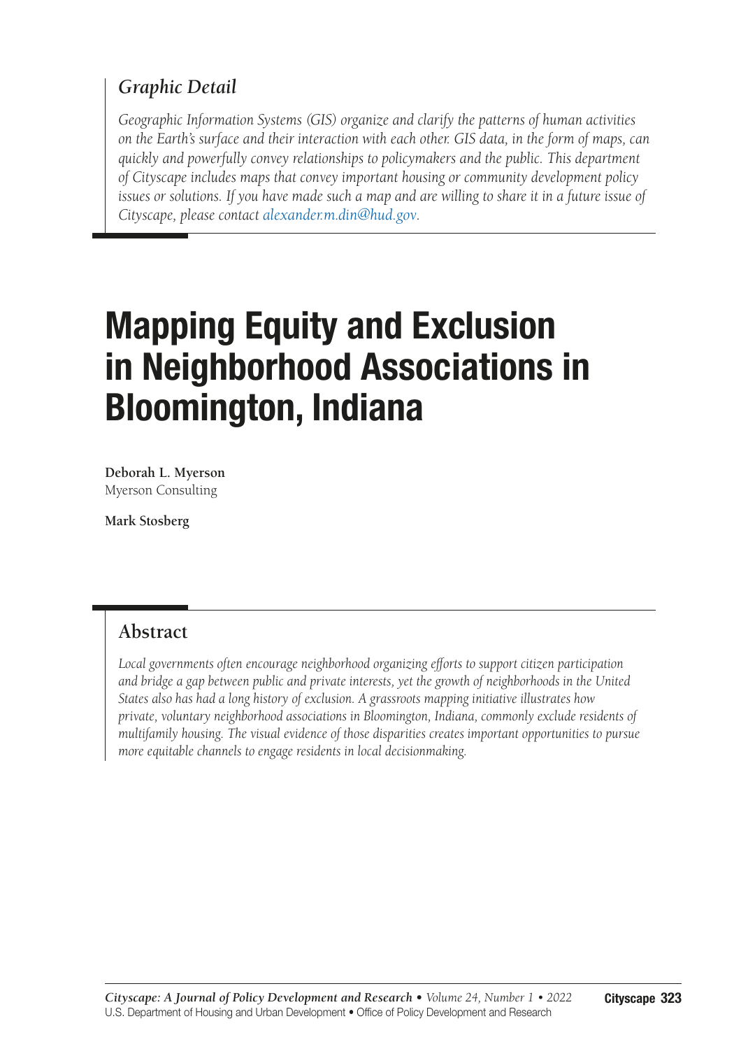## *Graphic Detail*

*Geographic Information Systems (GIS) organize and clarify the patterns of human activities on the Earth's surface and their interaction with each other. GIS data, in the form of maps, can quickly and powerfully convey relationships to policymakers and the public. This department of Cityscape includes maps that convey important housing or community development policy issues or solutions. If you have made such a map and are willing to share it in a future issue of Cityscape, please contact alexander.m.din@hud.gov.*

# Mapping Equity and Exclusion in Neighborhood Associations in Bloomington, Indiana

**Deborah L. Myerson**
Myerson Consulting

**Mark Stosberg**

## Abstract

*Local governments often encourage neighborhood organizing efforts to support citizen participation and bridge a gap between public and private interests, yet the growth of neighborhoods in the United States also has had a long history of exclusion. A grassroots mapping initiative illustrates how private, voluntary neighborhood associations in Bloomington, Indiana, commonly exclude residents of multifamily housing. The visual evidence of those disparities creates important opportunities to pursue more equitable channels to engage residents in local decisionmaking.*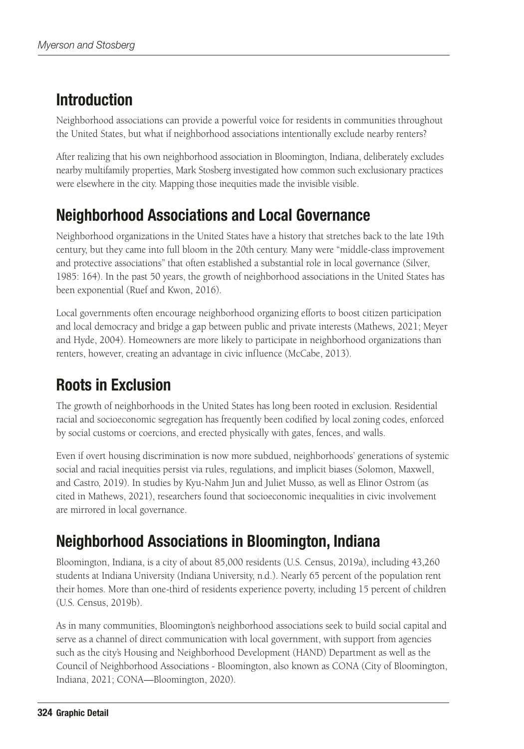## Introduction

Neighborhood associations can provide a powerful voice for residents in communities throughout the United States, but what if neighborhood associations intentionally exclude nearby renters?

After realizing that his own neighborhood association in Bloomington, Indiana, deliberately excludes nearby multifamily properties, Mark Stosberg investigated how common such exclusionary practices were elsewhere in the city. Mapping those inequities made the invisible visible.

## Neighborhood Associations and Local Governance

Neighborhood organizations in the United States have a history that stretches back to the late 19th century, but they came into full bloom in the 20th century. Many were "middle-class improvement and protective associations" that often established a substantial role in local governance (Silver, 1985: 164). In the past 50 years, the growth of neighborhood associations in the United States has been exponential (Ruef and Kwon, 2016).

Local governments often encourage neighborhood organizing efforts to boost citizen participation and local democracy and bridge a gap between public and private interests (Mathews, 2021; Meyer and Hyde, 2004). Homeowners are more likely to participate in neighborhood organizations than renters, however, creating an advantage in civic influence (McCabe, 2013).

## Roots in Exclusion

The growth of neighborhoods in the United States has long been rooted in exclusion. Residential racial and socioeconomic segregation has frequently been codified by local zoning codes, enforced by social customs or coercions, and erected physically with gates, fences, and walls.

Even if overt housing discrimination is now more subdued, neighborhoods' generations of systemic social and racial inequities persist via rules, regulations, and implicit biases (Solomon, Maxwell, and Castro, 2019). In studies by Kyu-Nahm Jun and Juliet Musso, as well as Elinor Ostrom (as cited in Mathews, 2021), researchers found that socioeconomic inequalities in civic involvement are mirrored in local governance.

## Neighborhood Associations in Bloomington, Indiana

Bloomington, Indiana, is a city of about 85,000 residents (U.S. Census, 2019a), including 43,260 students at Indiana University (Indiana University, n.d.). Nearly 65 percent of the population rent their homes. More than one-third of residents experience poverty, including 15 percent of children (U.S. Census, 2019b).

As in many communities, Bloomington's neighborhood associations seek to build social capital and serve as a channel of direct communication with local government, with support from agencies such as the city's Housing and Neighborhood Development (HAND) Department as well as the Council of Neighborhood Associations - Bloomington, also known as CONA (City of Bloomington, Indiana, 2021; CONA—Bloomington, 2020).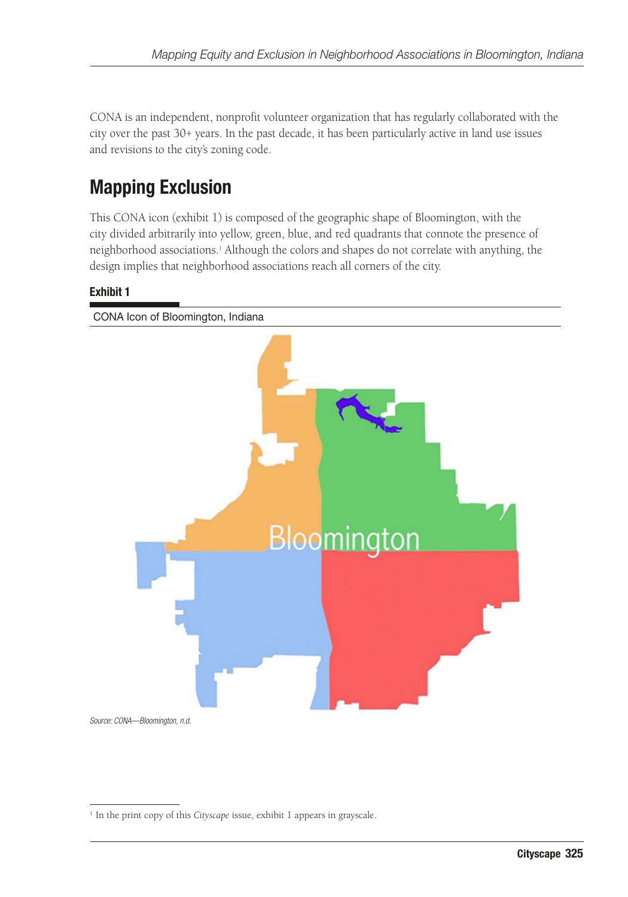CONA is an independent, nonprofit volunteer organization that has regularly collaborated with the city over the past 30+ years. In the past decade, it has been particularly active in land use issues and revisions to the city's zoning code.

## Mapping Exclusion

This CONA icon (exhibit 1) is composed of the geographic shape of Bloomington, with the city divided arbitrarily into yellow, green, blue, and red quadrants that connote the presence of neighborhood associations.[1] Although the colors and shapes do not correlate with anything, the design implies that neighborhood associations reach all corners of the city.

**Exhibit 1**

CONA Icon of Bloomington, Indiana

*Source: CONA—Bloomington, n.d.*

[1] In the print copy of this *Cityscape* issue, exhibit 1 appears in grayscale.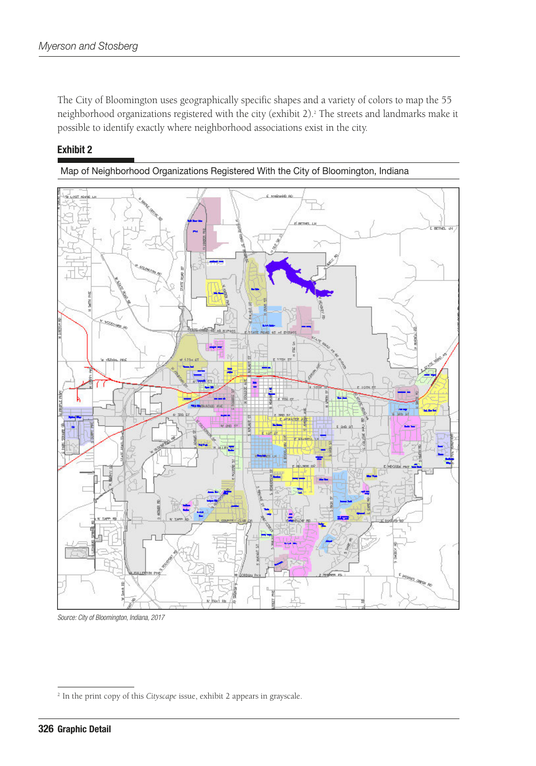The City of Bloomington uses geographically specific shapes and a variety of colors to map the 55 neighborhood organizations registered with the city (exhibit 2).[2] The streets and landmarks make it possible to identify exactly where neighborhood associations exist in the city.

**Exhibit 2**

Map of Neighborhood Organizations Registered With the City of Bloomington, Indiana

*Source: City of Bloomington, Indiana, 2017*

[2] In the print copy of this *Cityscape* issue, exhibit 2 appears in grayscale.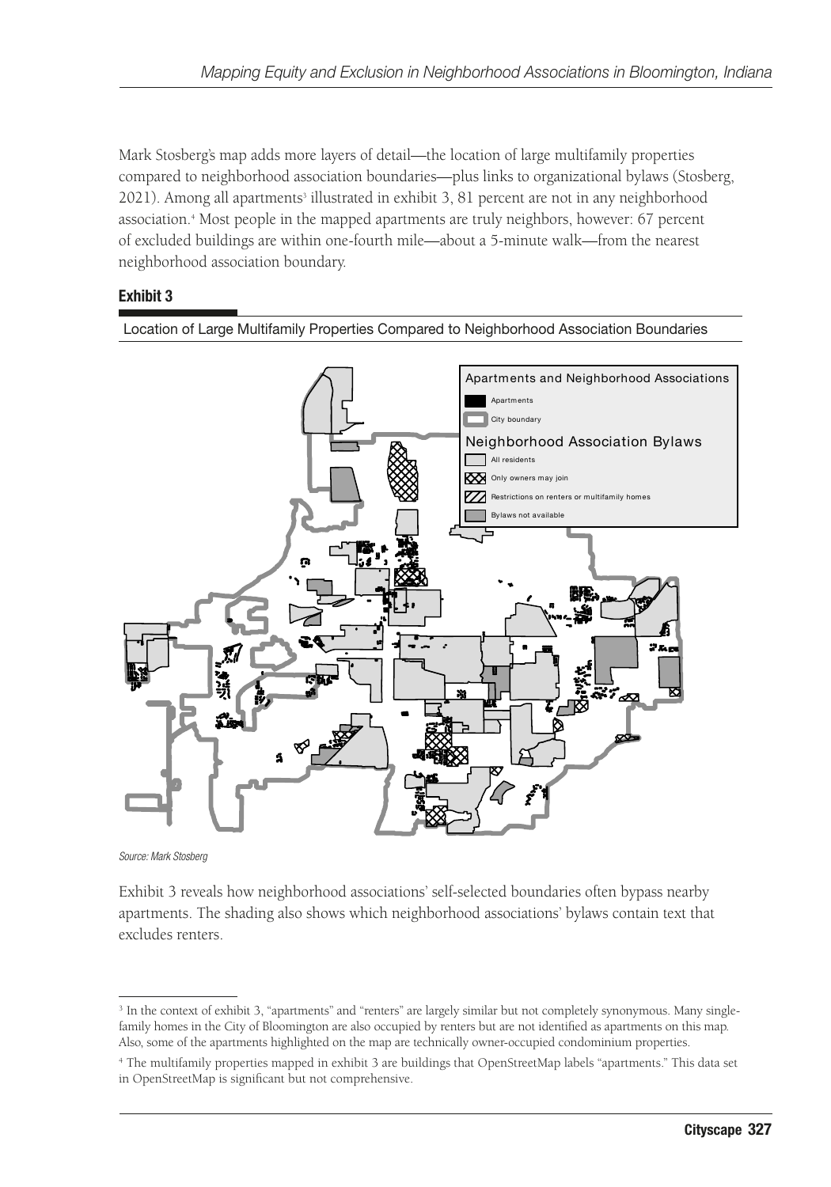Mark Stosberg's map adds more layers of detail—the location of large multifamily properties compared to neighborhood association boundaries—plus links to organizational bylaws (Stosberg, 2021). Among all apartments[3] illustrated in exhibit 3, 81 percent are not in any neighborhood association.[4] Most people in the mapped apartments are truly neighbors, however: 67 percent of excluded buildings are within one-fourth mile—about a 5-minute walk—from the nearest neighborhood association boundary.

**Exhibit 3**

Location of Large Multifamily Properties Compared to Neighborhood Association Boundaries

Apartments and Neighborhood Associations

- Apartments
- City boundary

Neighborhood Association Bylaws

- All residents
- Only owners may join
- Restrictions on renters or multifamily homes
- Bylaws not available

*Source: Mark Stosberg*

Exhibit 3 reveals how neighborhood associations' self-selected boundaries often bypass nearby apartments. The shading also shows which neighborhood associations' bylaws contain text that excludes renters.

---

[3] In the context of exhibit 3, "apartments" and "renters" are largely similar but not completely synonymous. Many single-family homes in the City of Bloomington are also occupied by renters but are not identified as apartments on this map. Also, some of the apartments highlighted on the map are technically owner-occupied condominium properties.

[4] The multifamily properties mapped in exhibit 3 are buildings that OpenStreetMap labels "apartments." This data set in OpenStreetMap is significant but not comprehensive.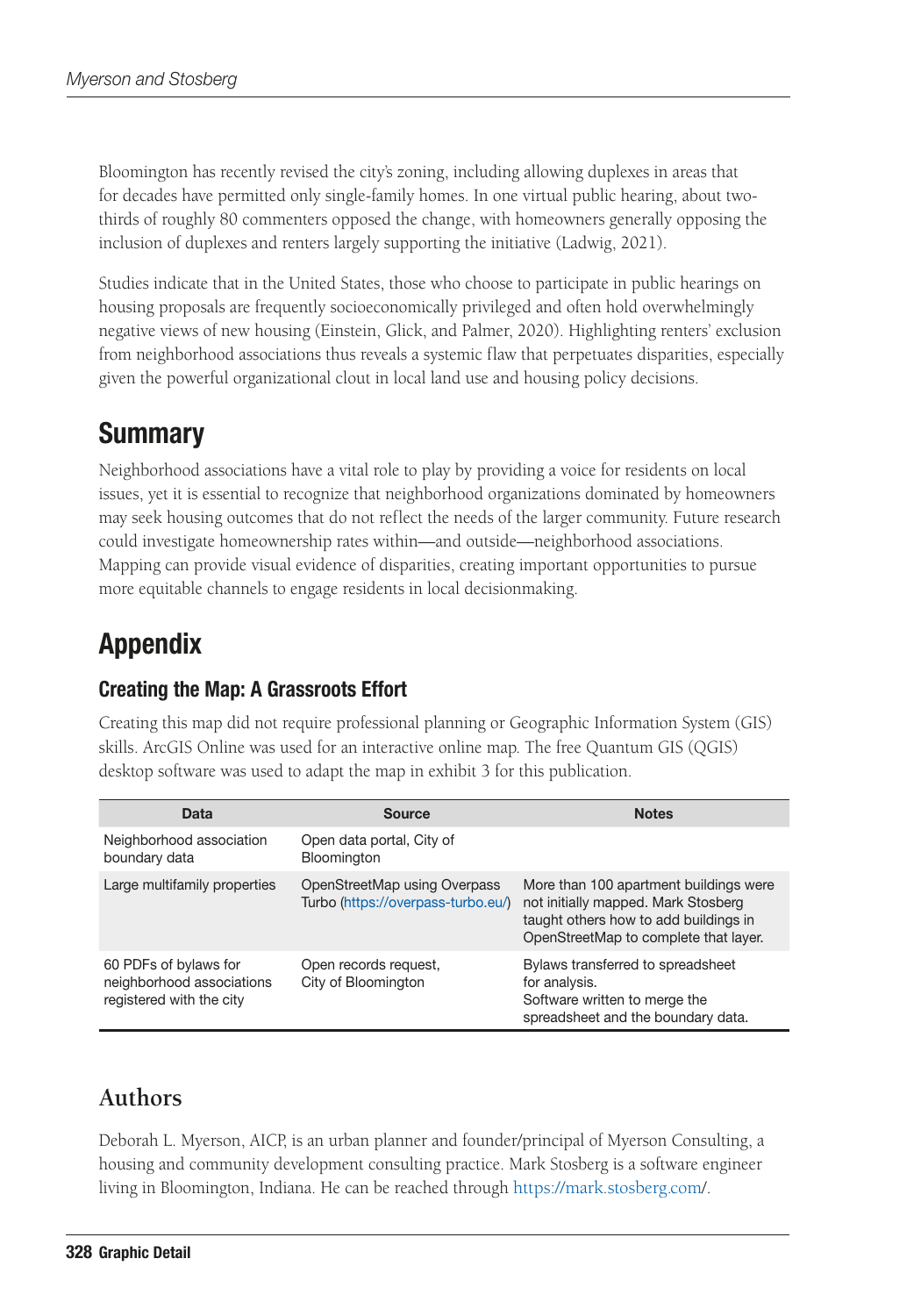Bloomington has recently revised the city's zoning, including allowing duplexes in areas that for decades have permitted only single-family homes. In one virtual public hearing, about two-thirds of roughly 80 commenters opposed the change, with homeowners generally opposing the inclusion of duplexes and renters largely supporting the initiative (Ladwig, 2021).

Studies indicate that in the United States, those who choose to participate in public hearings on housing proposals are frequently socioeconomically privileged and often hold overwhelmingly negative views of new housing (Einstein, Glick, and Palmer, 2020). Highlighting renters' exclusion from neighborhood associations thus reveals a systemic flaw that perpetuates disparities, especially given the powerful organizational clout in local land use and housing policy decisions.

## Summary

Neighborhood associations have a vital role to play by providing a voice for residents on local issues, yet it is essential to recognize that neighborhood organizations dominated by homeowners may seek housing outcomes that do not reflect the needs of the larger community. Future research could investigate homeownership rates within—and outside—neighborhood associations. Mapping can provide visual evidence of disparities, creating important opportunities to pursue more equitable channels to engage residents in local decisionmaking.

## Appendix

### Creating the Map: A Grassroots Effort

Creating this map did not require professional planning or Geographic Information System (GIS) skills. ArcGIS Online was used for an interactive online map. The free Quantum GIS (QGIS) desktop software was used to adapt the map in exhibit 3 for this publication.

| Data | Source | Notes |
|---|---|---|
| Neighborhood association boundary data | Open data portal, City of Bloomington | |
| Large multifamily properties | OpenStreetMap using Overpass Turbo (https://overpass-turbo.eu/) | More than 100 apartment buildings were not initially mapped. Mark Stosberg taught others how to add buildings in OpenStreetMap to complete that layer. |
| 60 PDFs of bylaws for neighborhood associations registered with the city | Open records request, City of Bloomington | Bylaws transferred to spreadsheet for analysis. Software written to merge the spreadsheet and the boundary data. |

## Authors

Deborah L. Myerson, AICP, is an urban planner and founder/principal of Myerson Consulting, a housing and community development consulting practice. Mark Stosberg is a software engineer living in Bloomington, Indiana. He can be reached through https://mark.stosberg.com/.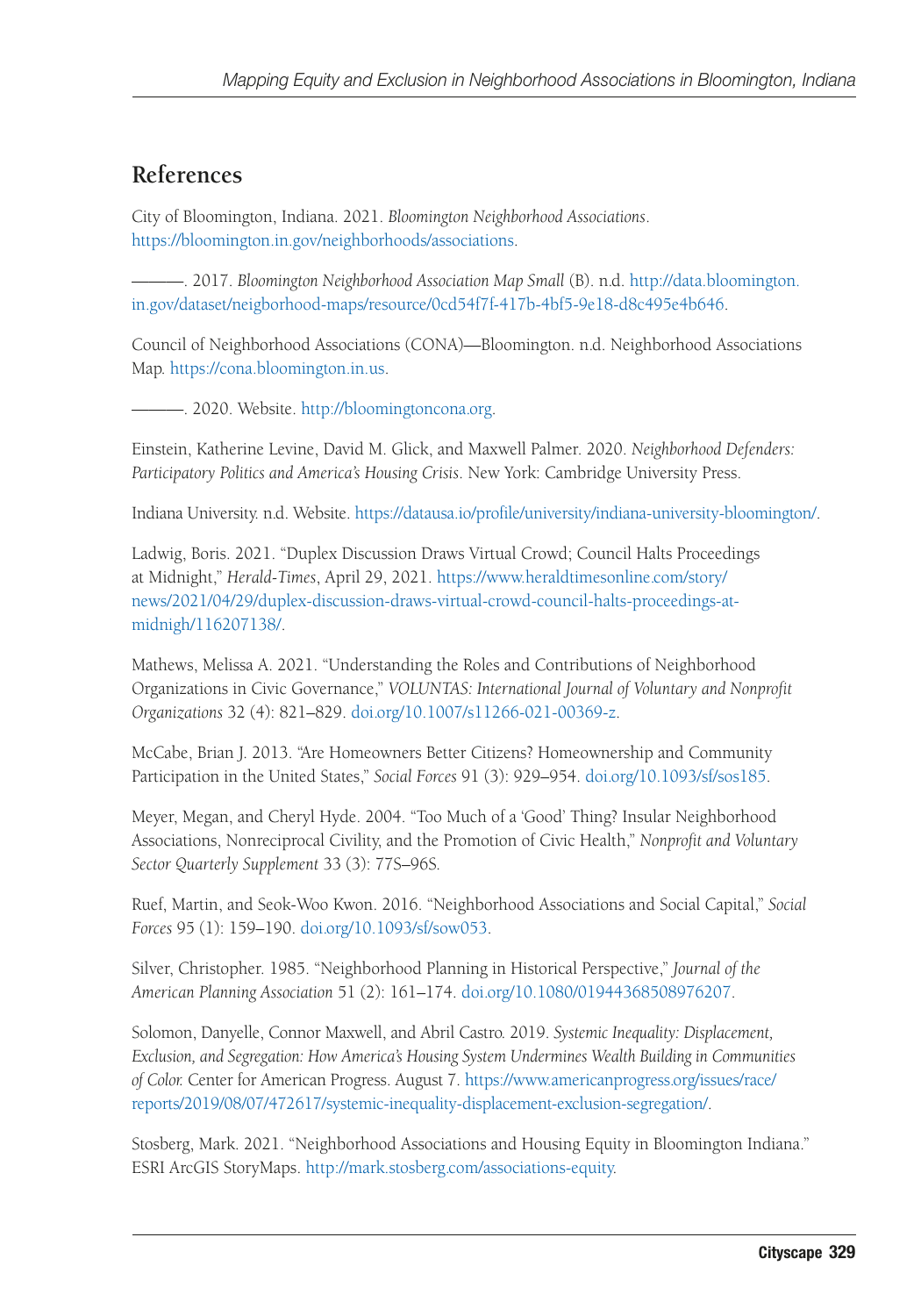## References

City of Bloomington, Indiana. 2021. *Bloomington Neighborhood Associations*. https://bloomington.in.gov/neighborhoods/associations.

———. 2017. *Bloomington Neighborhood Association Map Small* (B). n.d. http://data.bloomington.in.gov/dataset/neigborhood-maps/resource/0cd54f7f-417b-4bf5-9e18-d8c495e4b646.

Council of Neighborhood Associations (CONA)—Bloomington. n.d. Neighborhood Associations Map. https://cona.bloomington.in.us.

———. 2020. Website. http://bloomingtoncona.org.

Einstein, Katherine Levine, David M. Glick, and Maxwell Palmer. 2020. *Neighborhood Defenders: Participatory Politics and America's Housing Crisis*. New York: Cambridge University Press.

Indiana University. n.d. Website. https://datausa.io/profile/university/indiana-university-bloomington/.

Ladwig, Boris. 2021. "Duplex Discussion Draws Virtual Crowd; Council Halts Proceedings at Midnight," *Herald-Times*, April 29, 2021. https://www.heraldtimesonline.com/story/news/2021/04/29/duplex-discussion-draws-virtual-crowd-council-halts-proceedings-at-midnigh/116207138/.

Mathews, Melissa A. 2021. "Understanding the Roles and Contributions of Neighborhood Organizations in Civic Governance," *VOLUNTAS: International Journal of Voluntary and Nonprofit Organizations* 32 (4): 821–829. doi.org/10.1007/s11266-021-00369-z.

McCabe, Brian J. 2013. "Are Homeowners Better Citizens? Homeownership and Community Participation in the United States," *Social Forces* 91 (3): 929–954. doi.org/10.1093/sf/sos185.

Meyer, Megan, and Cheryl Hyde. 2004. "Too Much of a 'Good' Thing? Insular Neighborhood Associations, Nonreciprocal Civility, and the Promotion of Civic Health," *Nonprofit and Voluntary Sector Quarterly Supplement* 33 (3): 77S–96S.

Ruef, Martin, and Seok-Woo Kwon. 2016. "Neighborhood Associations and Social Capital," *Social Forces* 95 (1): 159–190. doi.org/10.1093/sf/sow053.

Silver, Christopher. 1985. "Neighborhood Planning in Historical Perspective," *Journal of the American Planning Association* 51 (2): 161–174. doi.org/10.1080/01944368508976207.

Solomon, Danyelle, Connor Maxwell, and Abril Castro. 2019. *Systemic Inequality: Displacement, Exclusion, and Segregation: How America's Housing System Undermines Wealth Building in Communities of Color.* Center for American Progress. August 7. https://www.americanprogress.org/issues/race/reports/2019/08/07/472617/systemic-inequality-displacement-exclusion-segregation/.

Stosberg, Mark. 2021. "Neighborhood Associations and Housing Equity in Bloomington Indiana." ESRI ArcGIS StoryMaps. http://mark.stosberg.com/associations-equity.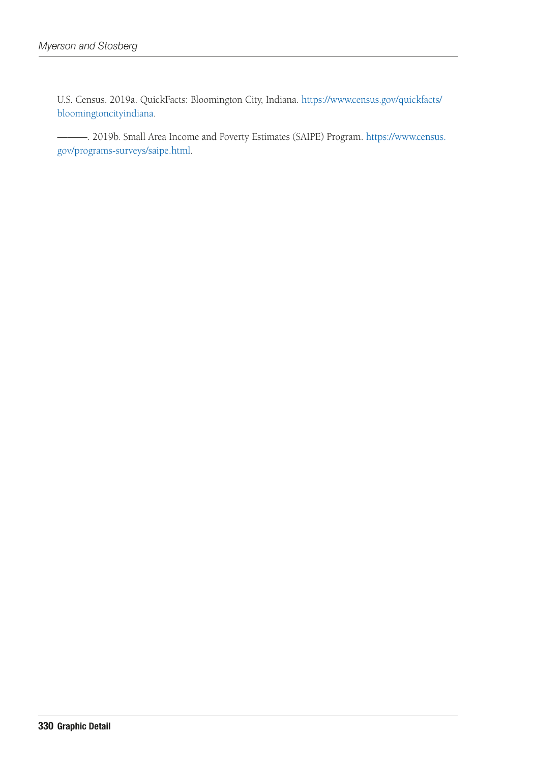U.S. Census. 2019a. QuickFacts: Bloomington City, Indiana. https://www.census.gov/quickfacts/bloomingtoncityindiana.

———. 2019b. Small Area Income and Poverty Estimates (SAIPE) Program. https://www.census.gov/programs-surveys/saipe.html.